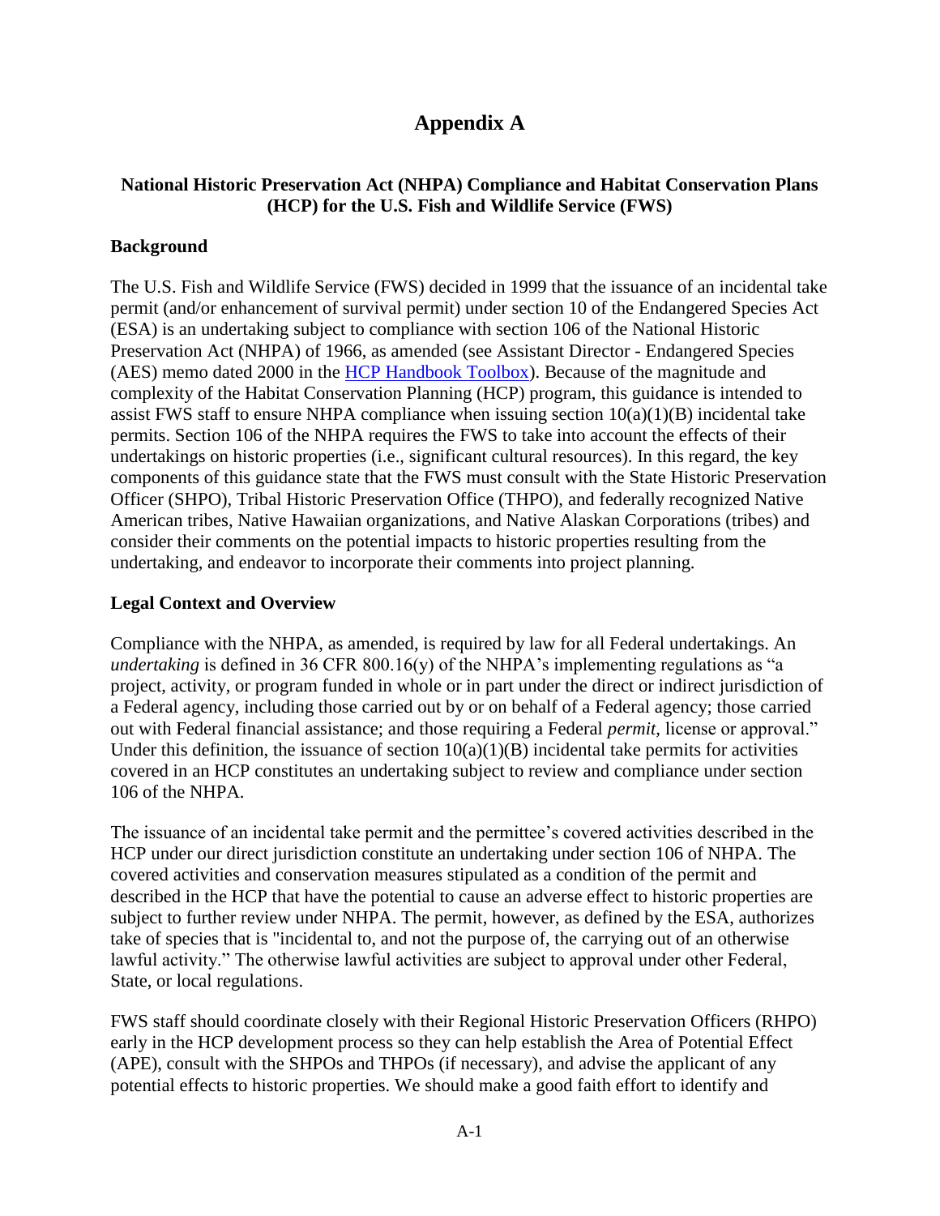# Appendix A

**National Historic Preservation Act (NHPA) Compliance and Habitat Conservation Plans (HCP) for the U.S. Fish and Wildlife Service (FWS)**

## Background

The U.S. Fish and Wildlife Service (FWS) decided in 1999 that the issuance of an incidental take permit (and/or enhancement of survival permit) under section 10 of the Endangered Species Act (ESA) is an undertaking subject to compliance with section 106 of the National Historic Preservation Act (NHPA) of 1966, as amended (see Assistant Director - Endangered Species (AES) memo dated 2000 in the [HCP Handbook Toolbox](HCP Handbook Toolbox)). Because of the magnitude and complexity of the Habitat Conservation Planning (HCP) program, this guidance is intended to assist FWS staff to ensure NHPA compliance when issuing section 10(a)(1)(B) incidental take permits. Section 106 of the NHPA requires the FWS to take into account the effects of their undertakings on historic properties (i.e., significant cultural resources). In this regard, the key components of this guidance state that the FWS must consult with the State Historic Preservation Officer (SHPO), Tribal Historic Preservation Office (THPO), and federally recognized Native American tribes, Native Hawaiian organizations, and Native Alaskan Corporations (tribes) and consider their comments on the potential impacts to historic properties resulting from the undertaking, and endeavor to incorporate their comments into project planning.

## Legal Context and Overview

Compliance with the NHPA, as amended, is required by law for all Federal undertakings. An *undertaking* is defined in 36 CFR 800.16(y) of the NHPA's implementing regulations as "a project, activity, or program funded in whole or in part under the direct or indirect jurisdiction of a Federal agency, including those carried out by or on behalf of a Federal agency; those carried out with Federal financial assistance; and those requiring a Federal *permit,* license or approval." Under this definition, the issuance of section 10(a)(1)(B) incidental take permits for activities covered in an HCP constitutes an undertaking subject to review and compliance under section 106 of the NHPA.

The issuance of an incidental take permit and the permittee's covered activities described in the HCP under our direct jurisdiction constitute an undertaking under section 106 of NHPA. The covered activities and conservation measures stipulated as a condition of the permit and described in the HCP that have the potential to cause an adverse effect to historic properties are subject to further review under NHPA. The permit, however, as defined by the ESA, authorizes take of species that is "incidental to, and not the purpose of, the carrying out of an otherwise lawful activity." The otherwise lawful activities are subject to approval under other Federal, State, or local regulations.

FWS staff should coordinate closely with their Regional Historic Preservation Officers (RHPO) early in the HCP development process so they can help establish the Area of Potential Effect (APE), consult with the SHPOs and THPOs (if necessary), and advise the applicant of any potential effects to historic properties. We should make a good faith effort to identify and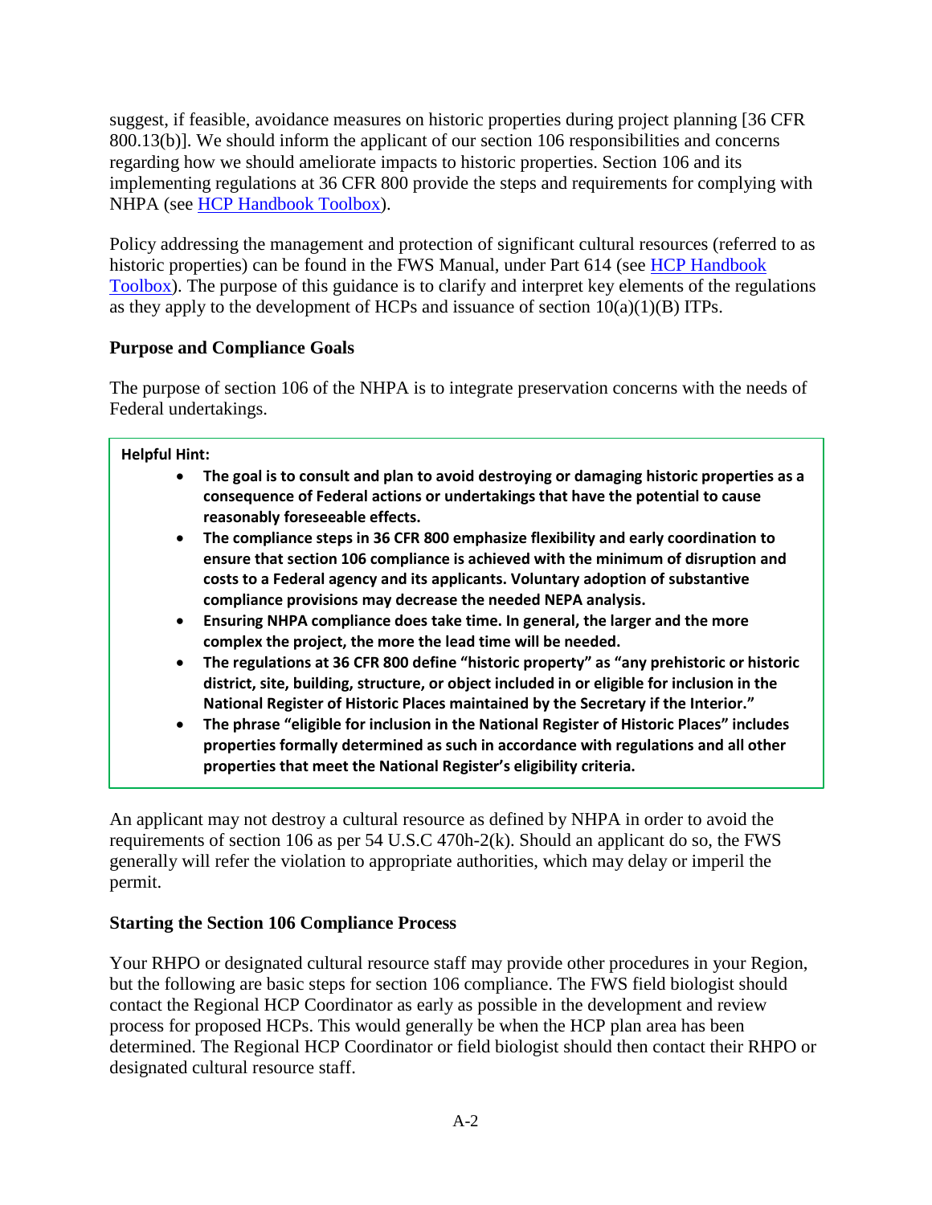suggest, if feasible, avoidance measures on historic properties during project planning [36 CFR 800.13(b)]. We should inform the applicant of our section 106 responsibilities and concerns regarding how we should ameliorate impacts to historic properties. Section 106 and its implementing regulations at 36 CFR 800 provide the steps and requirements for complying with NHPA (see HCP Handbook Toolbox).

Policy addressing the management and protection of significant cultural resources (referred to as historic properties) can be found in the FWS Manual, under Part 614 (see HCP Handbook Toolbox). The purpose of this guidance is to clarify and interpret key elements of the regulations as they apply to the development of HCPs and issuance of section 10(a)(1)(B) ITPs.

### Purpose and Compliance Goals

The purpose of section 106 of the NHPA is to integrate preservation concerns with the needs of Federal undertakings.

> **Helpful Hint:**
>
> - **The goal is to consult and plan to avoid destroying or damaging historic properties as a consequence of Federal actions or undertakings that have the potential to cause reasonably foreseeable effects.**
> - **The compliance steps in 36 CFR 800 emphasize flexibility and early coordination to ensure that section 106 compliance is achieved with the minimum of disruption and costs to a Federal agency and its applicants. Voluntary adoption of substantive compliance provisions may decrease the needed NEPA analysis.**
> - **Ensuring NHPA compliance does take time. In general, the larger and the more complex the project, the more the lead time will be needed.**
> - **The regulations at 36 CFR 800 define "historic property" as "any prehistoric or historic district, site, building, structure, or object included in or eligible for inclusion in the National Register of Historic Places maintained by the Secretary if the Interior."**
> - **The phrase "eligible for inclusion in the National Register of Historic Places" includes properties formally determined as such in accordance with regulations and all other properties that meet the National Register's eligibility criteria.**

An applicant may not destroy a cultural resource as defined by NHPA in order to avoid the requirements of section 106 as per 54 U.S.C 470h-2(k). Should an applicant do so, the FWS generally will refer the violation to appropriate authorities, which may delay or imperil the permit.

### Starting the Section 106 Compliance Process

Your RHPO or designated cultural resource staff may provide other procedures in your Region, but the following are basic steps for section 106 compliance. The FWS field biologist should contact the Regional HCP Coordinator as early as possible in the development and review process for proposed HCPs. This would generally be when the HCP plan area has been determined. The Regional HCP Coordinator or field biologist should then contact their RHPO or designated cultural resource staff.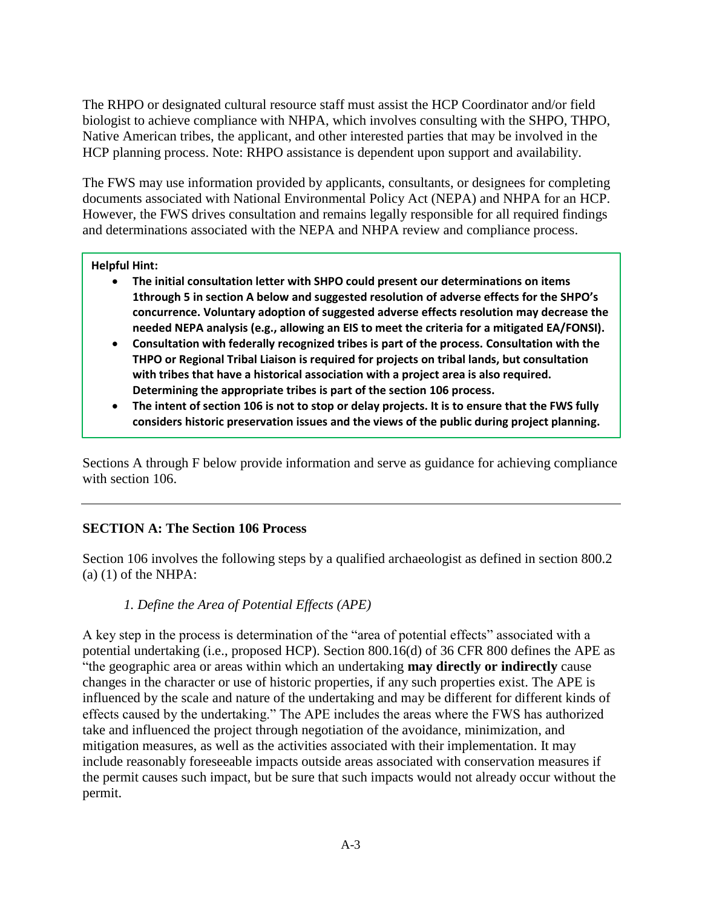The RHPO or designated cultural resource staff must assist the HCP Coordinator and/or field biologist to achieve compliance with NHPA, which involves consulting with the SHPO, THPO, Native American tribes, the applicant, and other interested parties that may be involved in the HCP planning process. Note: RHPO assistance is dependent upon support and availability.

The FWS may use information provided by applicants, consultants, or designees for completing documents associated with National Environmental Policy Act (NEPA) and NHPA for an HCP. However, the FWS drives consultation and remains legally responsible for all required findings and determinations associated with the NEPA and NHPA review and compliance process.

> **Helpful Hint:**
>
> - **The initial consultation letter with SHPO could present our determinations on items 1through 5 in section A below and suggested resolution of adverse effects for the SHPO's concurrence. Voluntary adoption of suggested adverse effects resolution may decrease the needed NEPA analysis (e.g., allowing an EIS to meet the criteria for a mitigated EA/FONSI).**
> - **Consultation with federally recognized tribes is part of the process. Consultation with the THPO or Regional Tribal Liaison is required for projects on tribal lands, but consultation with tribes that have a historical association with a project area is also required. Determining the appropriate tribes is part of the section 106 process.**
> - **The intent of section 106 is not to stop or delay projects. It is to ensure that the FWS fully considers historic preservation issues and the views of the public during project planning.**

Sections A through F below provide information and serve as guidance for achieving compliance with section 106.

---

## SECTION A: The Section 106 Process

Section 106 involves the following steps by a qualified archaeologist as defined in section 800.2 (a) (1) of the NHPA:

### *1. Define the Area of Potential Effects (APE)*

A key step in the process is determination of the "area of potential effects" associated with a potential undertaking (i.e., proposed HCP). Section 800.16(d) of 36 CFR 800 defines the APE as "the geographic area or areas within which an undertaking **may directly or indirectly** cause changes in the character or use of historic properties, if any such properties exist. The APE is influenced by the scale and nature of the undertaking and may be different for different kinds of effects caused by the undertaking." The APE includes the areas where the FWS has authorized take and influenced the project through negotiation of the avoidance, minimization, and mitigation measures, as well as the activities associated with their implementation. It may include reasonably foreseeable impacts outside areas associated with conservation measures if the permit causes such impact, but be sure that such impacts would not already occur without the permit.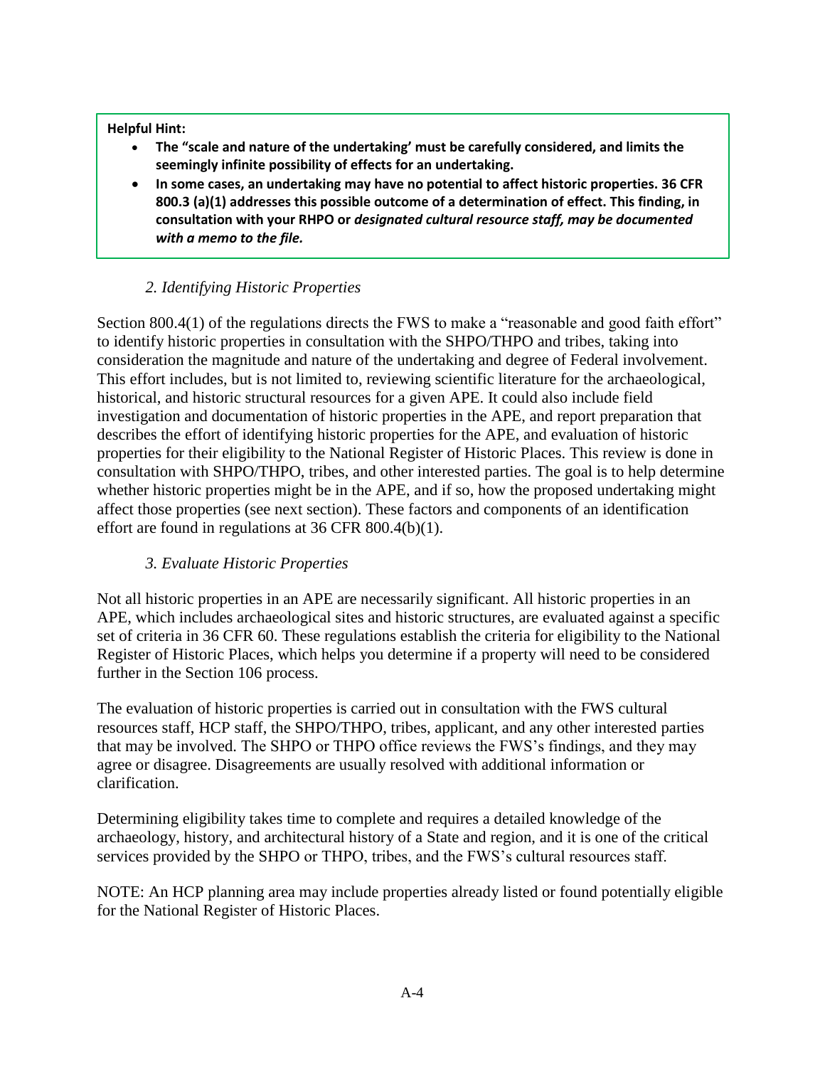**Helpful Hint:**

- **The "scale and nature of the undertaking' must be carefully considered, and limits the seemingly infinite possibility of effects for an undertaking.**
- **In some cases, an undertaking may have no potential to affect historic properties. 36 CFR 800.3 (a)(1) addresses this possible outcome of a determination of effect. This finding, in consultation with your RHPO or *designated cultural resource staff, may be documented with a memo to the file.***

### *2. Identifying Historic Properties*

Section 800.4(1) of the regulations directs the FWS to make a "reasonable and good faith effort" to identify historic properties in consultation with the SHPO/THPO and tribes, taking into consideration the magnitude and nature of the undertaking and degree of Federal involvement. This effort includes, but is not limited to, reviewing scientific literature for the archaeological, historical, and historic structural resources for a given APE. It could also include field investigation and documentation of historic properties in the APE, and report preparation that describes the effort of identifying historic properties for the APE, and evaluation of historic properties for their eligibility to the National Register of Historic Places. This review is done in consultation with SHPO/THPO, tribes, and other interested parties. The goal is to help determine whether historic properties might be in the APE, and if so, how the proposed undertaking might affect those properties (see next section). These factors and components of an identification effort are found in regulations at 36 CFR 800.4(b)(1).

### *3. Evaluate Historic Properties*

Not all historic properties in an APE are necessarily significant. All historic properties in an APE, which includes archaeological sites and historic structures, are evaluated against a specific set of criteria in 36 CFR 60. These regulations establish the criteria for eligibility to the National Register of Historic Places, which helps you determine if a property will need to be considered further in the Section 106 process.

The evaluation of historic properties is carried out in consultation with the FWS cultural resources staff, HCP staff, the SHPO/THPO, tribes, applicant, and any other interested parties that may be involved. The SHPO or THPO office reviews the FWS's findings, and they may agree or disagree. Disagreements are usually resolved with additional information or clarification.

Determining eligibility takes time to complete and requires a detailed knowledge of the archaeology, history, and architectural history of a State and region, and it is one of the critical services provided by the SHPO or THPO, tribes, and the FWS's cultural resources staff.

NOTE: An HCP planning area may include properties already listed or found potentially eligible for the National Register of Historic Places.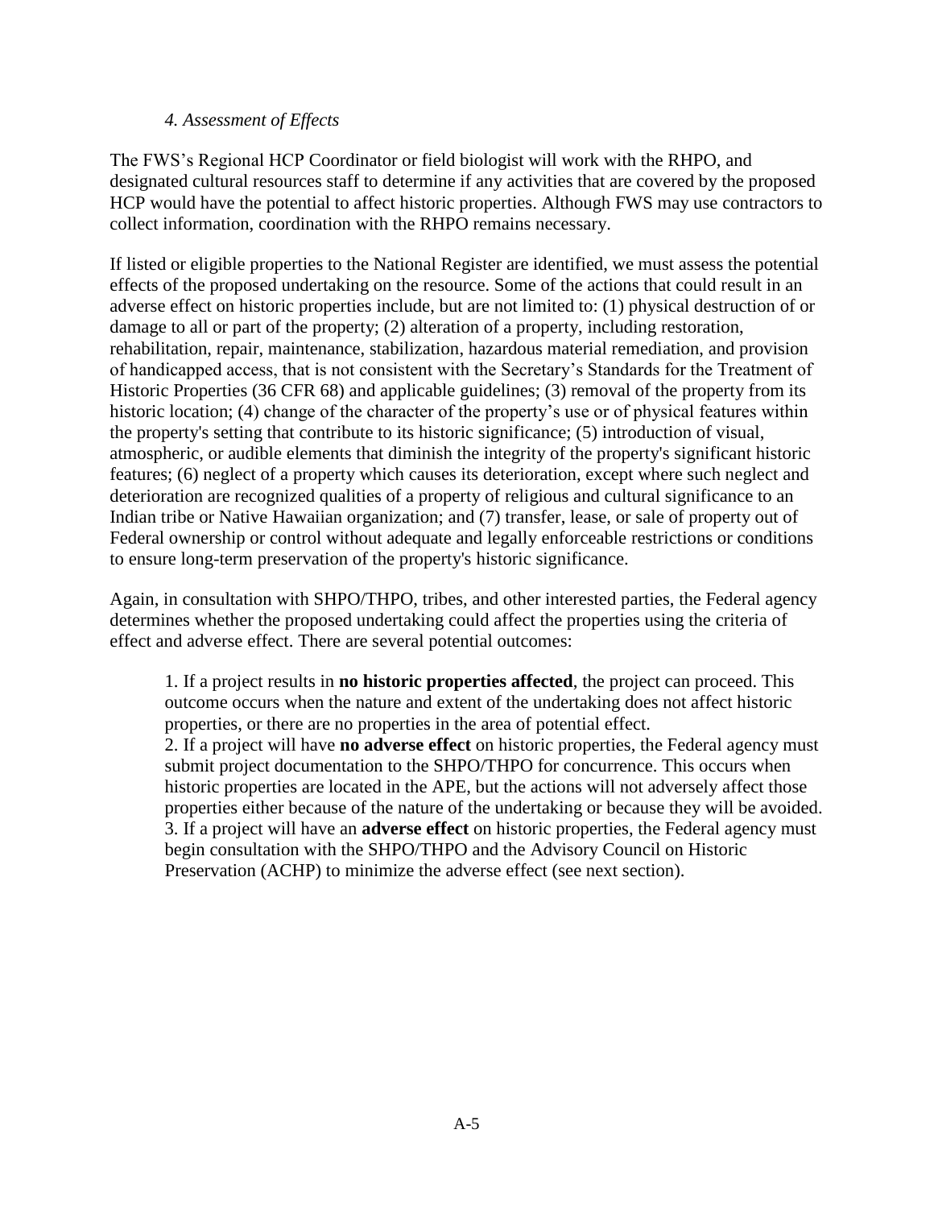### *4. Assessment of Effects*

The FWS's Regional HCP Coordinator or field biologist will work with the RHPO, and designated cultural resources staff to determine if any activities that are covered by the proposed HCP would have the potential to affect historic properties. Although FWS may use contractors to collect information, coordination with the RHPO remains necessary.

If listed or eligible properties to the National Register are identified, we must assess the potential effects of the proposed undertaking on the resource. Some of the actions that could result in an adverse effect on historic properties include, but are not limited to: (1) physical destruction of or damage to all or part of the property; (2) alteration of a property, including restoration, rehabilitation, repair, maintenance, stabilization, hazardous material remediation, and provision of handicapped access, that is not consistent with the Secretary's Standards for the Treatment of Historic Properties (36 CFR 68) and applicable guidelines; (3) removal of the property from its historic location; (4) change of the character of the property's use or of physical features within the property's setting that contribute to its historic significance; (5) introduction of visual, atmospheric, or audible elements that diminish the integrity of the property's significant historic features; (6) neglect of a property which causes its deterioration, except where such neglect and deterioration are recognized qualities of a property of religious and cultural significance to an Indian tribe or Native Hawaiian organization; and (7) transfer, lease, or sale of property out of Federal ownership or control without adequate and legally enforceable restrictions or conditions to ensure long-term preservation of the property's historic significance.

Again, in consultation with SHPO/THPO, tribes, and other interested parties, the Federal agency determines whether the proposed undertaking could affect the properties using the criteria of effect and adverse effect. There are several potential outcomes:

1. If a project results in **no historic properties affected**, the project can proceed. This outcome occurs when the nature and extent of the undertaking does not affect historic properties, or there are no properties in the area of potential effect.
2. If a project will have **no adverse effect** on historic properties, the Federal agency must submit project documentation to the SHPO/THPO for concurrence. This occurs when historic properties are located in the APE, but the actions will not adversely affect those properties either because of the nature of the undertaking or because they will be avoided.
3. If a project will have an **adverse effect** on historic properties, the Federal agency must begin consultation with the SHPO/THPO and the Advisory Council on Historic Preservation (ACHP) to minimize the adverse effect (see next section).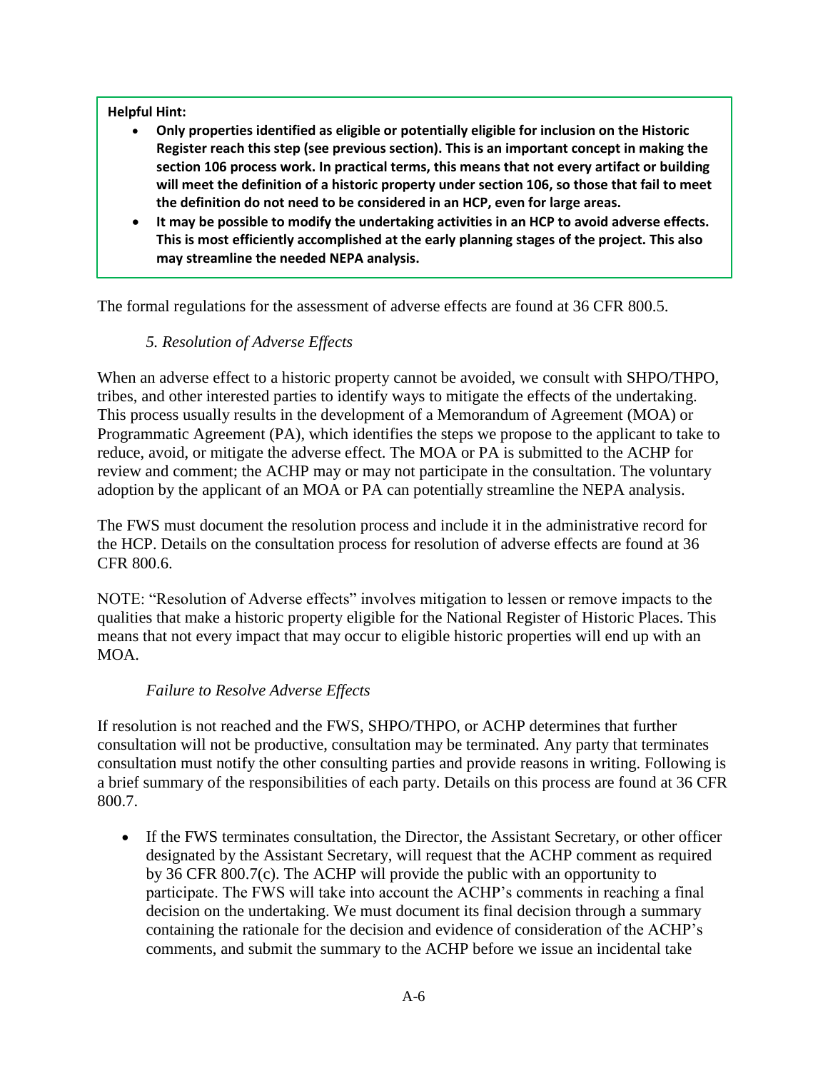**Helpful Hint:**

- **Only properties identified as eligible or potentially eligible for inclusion on the Historic Register reach this step (see previous section). This is an important concept in making the section 106 process work. In practical terms, this means that not every artifact or building will meet the definition of a historic property under section 106, so those that fail to meet the definition do not need to be considered in an HCP, even for large areas.**
- **It may be possible to modify the undertaking activities in an HCP to avoid adverse effects. This is most efficiently accomplished at the early planning stages of the project. This also may streamline the needed NEPA analysis.**

The formal regulations for the assessment of adverse effects are found at 36 CFR 800.5.

*5. Resolution of Adverse Effects*

When an adverse effect to a historic property cannot be avoided, we consult with SHPO/THPO, tribes, and other interested parties to identify ways to mitigate the effects of the undertaking. This process usually results in the development of a Memorandum of Agreement (MOA) or Programmatic Agreement (PA), which identifies the steps we propose to the applicant to take to reduce, avoid, or mitigate the adverse effect. The MOA or PA is submitted to the ACHP for review and comment; the ACHP may or may not participate in the consultation. The voluntary adoption by the applicant of an MOA or PA can potentially streamline the NEPA analysis.

The FWS must document the resolution process and include it in the administrative record for the HCP. Details on the consultation process for resolution of adverse effects are found at 36 CFR 800.6.

NOTE: "Resolution of Adverse effects" involves mitigation to lessen or remove impacts to the qualities that make a historic property eligible for the National Register of Historic Places. This means that not every impact that may occur to eligible historic properties will end up with an MOA.

*Failure to Resolve Adverse Effects*

If resolution is not reached and the FWS, SHPO/THPO, or ACHP determines that further consultation will not be productive, consultation may be terminated. Any party that terminates consultation must notify the other consulting parties and provide reasons in writing. Following is a brief summary of the responsibilities of each party. Details on this process are found at 36 CFR 800.7.

- If the FWS terminates consultation, the Director, the Assistant Secretary, or other officer designated by the Assistant Secretary, will request that the ACHP comment as required by 36 CFR 800.7(c). The ACHP will provide the public with an opportunity to participate. The FWS will take into account the ACHP's comments in reaching a final decision on the undertaking. We must document its final decision through a summary containing the rationale for the decision and evidence of consideration of the ACHP's comments, and submit the summary to the ACHP before we issue an incidental take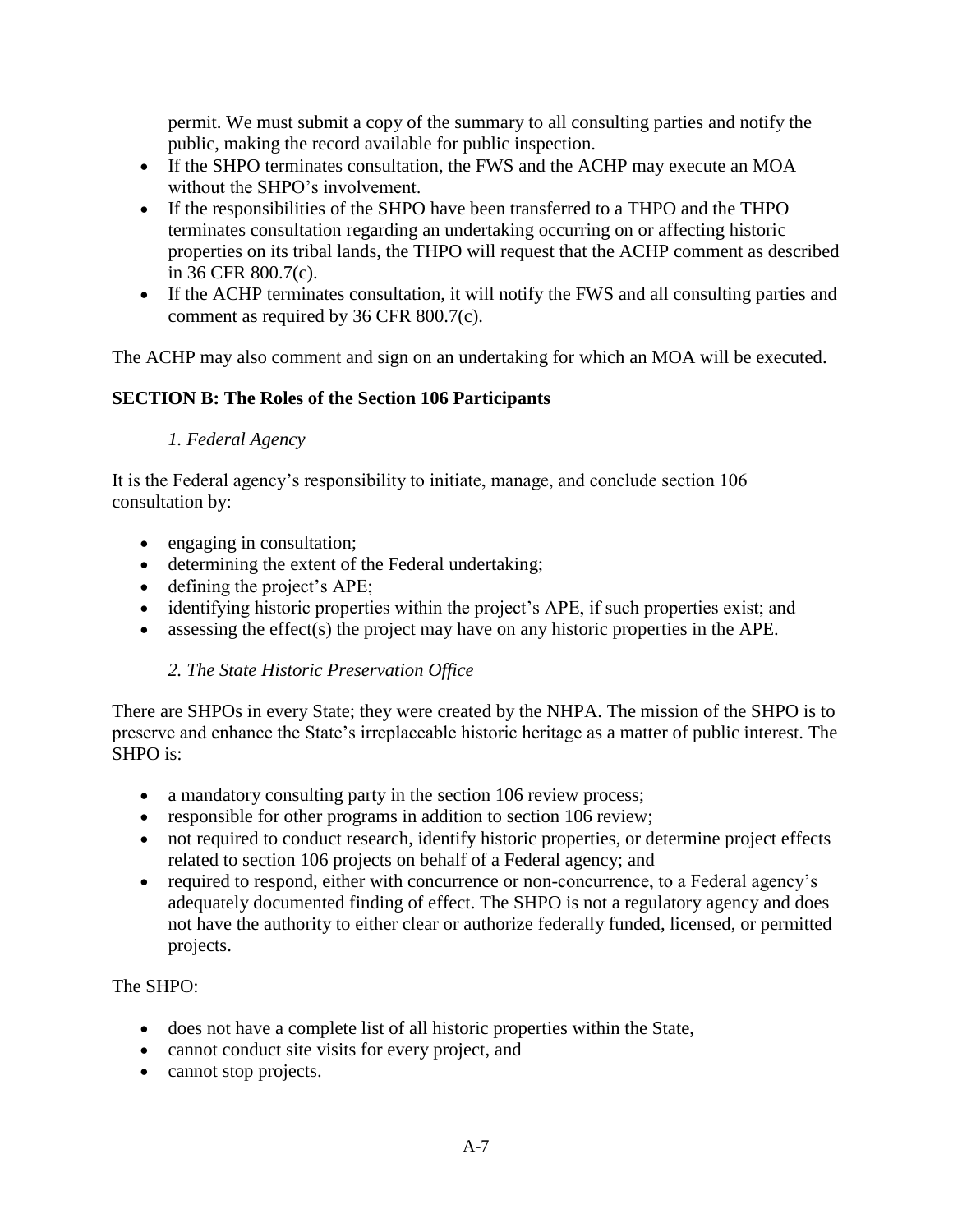permit. We must submit a copy of the summary to all consulting parties and notify the public, making the record available for public inspection.

- If the SHPO terminates consultation, the FWS and the ACHP may execute an MOA without the SHPO's involvement.
- If the responsibilities of the SHPO have been transferred to a THPO and the THPO terminates consultation regarding an undertaking occurring on or affecting historic properties on its tribal lands, the THPO will request that the ACHP comment as described in 36 CFR 800.7(c).
- If the ACHP terminates consultation, it will notify the FWS and all consulting parties and comment as required by 36 CFR 800.7(c).

The ACHP may also comment and sign on an undertaking for which an MOA will be executed.

**SECTION B: The Roles of the Section 106 Participants**

*1. Federal Agency*

It is the Federal agency's responsibility to initiate, manage, and conclude section 106 consultation by:

- engaging in consultation;
- determining the extent of the Federal undertaking;
- defining the project's APE;
- identifying historic properties within the project's APE, if such properties exist; and
- assessing the effect(s) the project may have on any historic properties in the APE.

*2. The State Historic Preservation Office*

There are SHPOs in every State; they were created by the NHPA. The mission of the SHPO is to preserve and enhance the State's irreplaceable historic heritage as a matter of public interest. The SHPO is:

- a mandatory consulting party in the section 106 review process;
- responsible for other programs in addition to section 106 review;
- not required to conduct research, identify historic properties, or determine project effects related to section 106 projects on behalf of a Federal agency; and
- required to respond, either with concurrence or non-concurrence, to a Federal agency's adequately documented finding of effect. The SHPO is not a regulatory agency and does not have the authority to either clear or authorize federally funded, licensed, or permitted projects.

The SHPO:

- does not have a complete list of all historic properties within the State,
- cannot conduct site visits for every project, and
- cannot stop projects.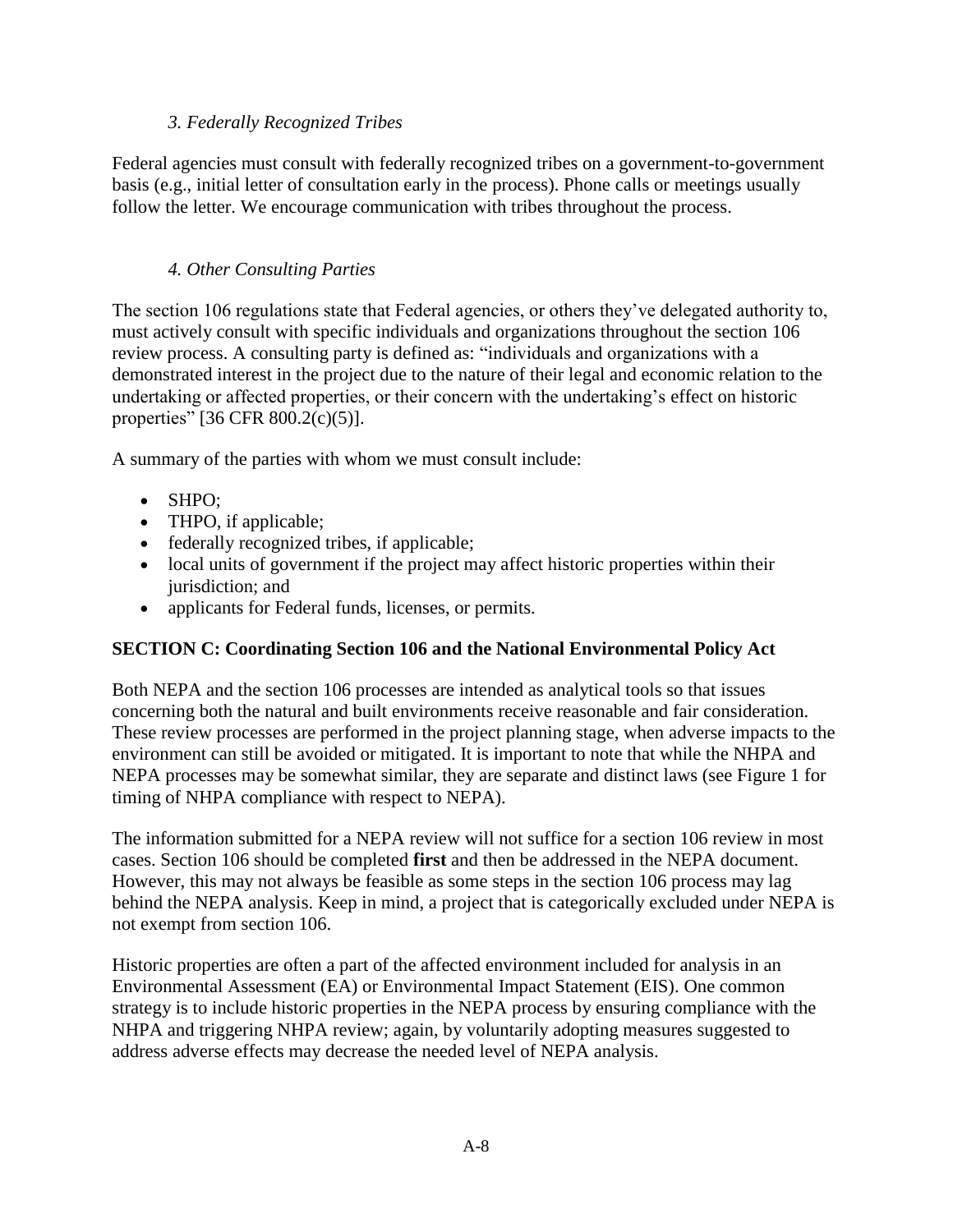### *3. Federally Recognized Tribes*

Federal agencies must consult with federally recognized tribes on a government-to-government basis (e.g., initial letter of consultation early in the process). Phone calls or meetings usually follow the letter. We encourage communication with tribes throughout the process.

### *4. Other Consulting Parties*

The section 106 regulations state that Federal agencies, or others they've delegated authority to, must actively consult with specific individuals and organizations throughout the section 106 review process. A consulting party is defined as: "individuals and organizations with a demonstrated interest in the project due to the nature of their legal and economic relation to the undertaking or affected properties, or their concern with the undertaking's effect on historic properties" [36 CFR 800.2(c)(5)].

A summary of the parties with whom we must consult include:

- SHPO;
- THPO, if applicable;
- federally recognized tribes, if applicable;
- local units of government if the project may affect historic properties within their jurisdiction; and
- applicants for Federal funds, licenses, or permits.

## SECTION C: Coordinating Section 106 and the National Environmental Policy Act

Both NEPA and the section 106 processes are intended as analytical tools so that issues concerning both the natural and built environments receive reasonable and fair consideration. These review processes are performed in the project planning stage, when adverse impacts to the environment can still be avoided or mitigated. It is important to note that while the NHPA and NEPA processes may be somewhat similar, they are separate and distinct laws (see Figure 1 for timing of NHPA compliance with respect to NEPA).

The information submitted for a NEPA review will not suffice for a section 106 review in most cases. Section 106 should be completed **first** and then be addressed in the NEPA document. However, this may not always be feasible as some steps in the section 106 process may lag behind the NEPA analysis. Keep in mind, a project that is categorically excluded under NEPA is not exempt from section 106.

Historic properties are often a part of the affected environment included for analysis in an Environmental Assessment (EA) or Environmental Impact Statement (EIS). One common strategy is to include historic properties in the NEPA process by ensuring compliance with the NHPA and triggering NHPA review; again, by voluntarily adopting measures suggested to address adverse effects may decrease the needed level of NEPA analysis.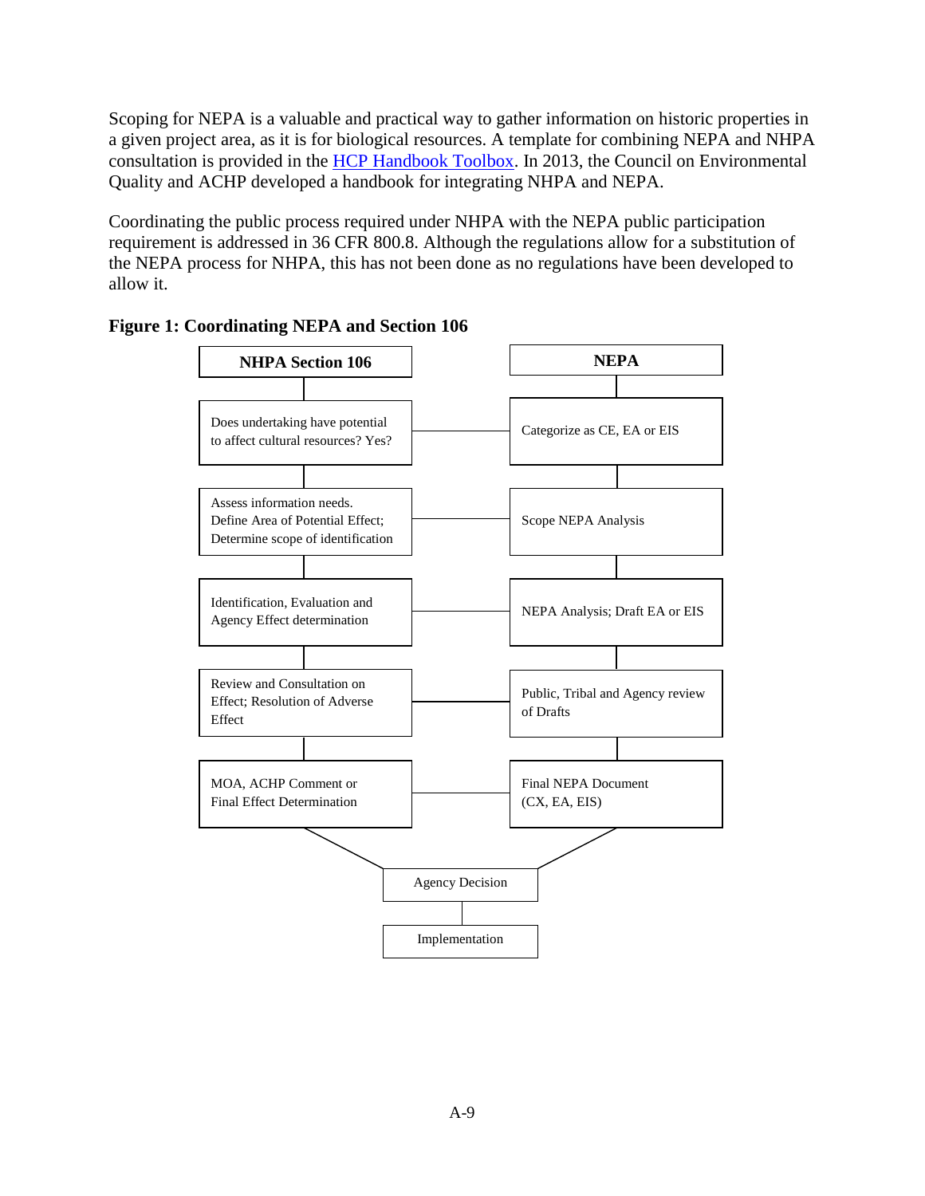Scoping for NEPA is a valuable and practical way to gather information on historic properties in a given project area, as it is for biological resources. A template for combining NEPA and NHPA consultation is provided in the [HCP Handbook Toolbox](). In 2013, the Council on Environmental Quality and ACHP developed a handbook for integrating NHPA and NEPA.

Coordinating the public process required under NHPA with the NEPA public participation requirement is addressed in 36 CFR 800.8. Although the regulations allow for a substitution of the NEPA process for NHPA, this has not been done as no regulations have been developed to allow it.

**Figure 1: Coordinating NEPA and Section 106**

| NHPA Section 106 | NEPA |
| --- | --- |
| Does undertaking have potential to affect cultural resources? Yes? | Categorize as CE, EA or EIS |
| Assess information needs. Define Area of Potential Effect; Determine scope of identification | Scope NEPA Analysis |
| Identification, Evaluation and Agency Effect determination | NEPA Analysis; Draft EA or EIS |
| Review and Consultation on Effect; Resolution of Adverse Effect | Public, Tribal and Agency review of Drafts |
| MOA, ACHP Comment or Final Effect Determination | Final NEPA Document (CX, EA, EIS) |

Both tracks converge on:

Agency Decision

↓

Implementation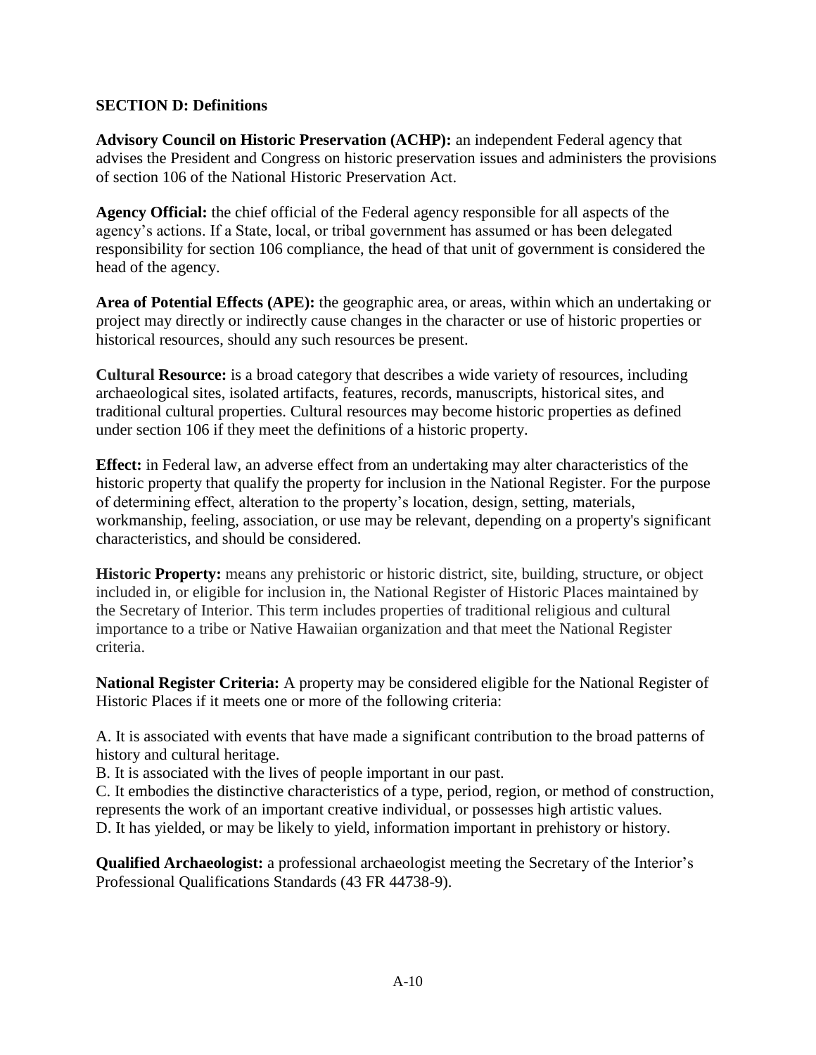## SECTION D: Definitions

**Advisory Council on Historic Preservation (ACHP):** an independent Federal agency that advises the President and Congress on historic preservation issues and administers the provisions of section 106 of the National Historic Preservation Act.

**Agency Official:** the chief official of the Federal agency responsible for all aspects of the agency's actions. If a State, local, or tribal government has assumed or has been delegated responsibility for section 106 compliance, the head of that unit of government is considered the head of the agency.

**Area of Potential Effects (APE):** the geographic area, or areas, within which an undertaking or project may directly or indirectly cause changes in the character or use of historic properties or historical resources, should any such resources be present.

**Cultural Resource:** is a broad category that describes a wide variety of resources, including archaeological sites, isolated artifacts, features, records, manuscripts, historical sites, and traditional cultural properties. Cultural resources may become historic properties as defined under section 106 if they meet the definitions of a historic property.

**Effect:** in Federal law, an adverse effect from an undertaking may alter characteristics of the historic property that qualify the property for inclusion in the National Register. For the purpose of determining effect, alteration to the property's location, design, setting, materials, workmanship, feeling, association, or use may be relevant, depending on a property's significant characteristics, and should be considered.

**Historic Property:** means any prehistoric or historic district, site, building, structure, or object included in, or eligible for inclusion in, the National Register of Historic Places maintained by the Secretary of Interior. This term includes properties of traditional religious and cultural importance to a tribe or Native Hawaiian organization and that meet the National Register criteria.

**National Register Criteria:** A property may be considered eligible for the National Register of Historic Places if it meets one or more of the following criteria:

A. It is associated with events that have made a significant contribution to the broad patterns of history and cultural heritage.
B. It is associated with the lives of people important in our past.
C. It embodies the distinctive characteristics of a type, period, region, or method of construction, represents the work of an important creative individual, or possesses high artistic values.
D. It has yielded, or may be likely to yield, information important in prehistory or history.

**Qualified Archaeologist:** a professional archaeologist meeting the Secretary of the Interior's Professional Qualifications Standards (43 FR 44738-9).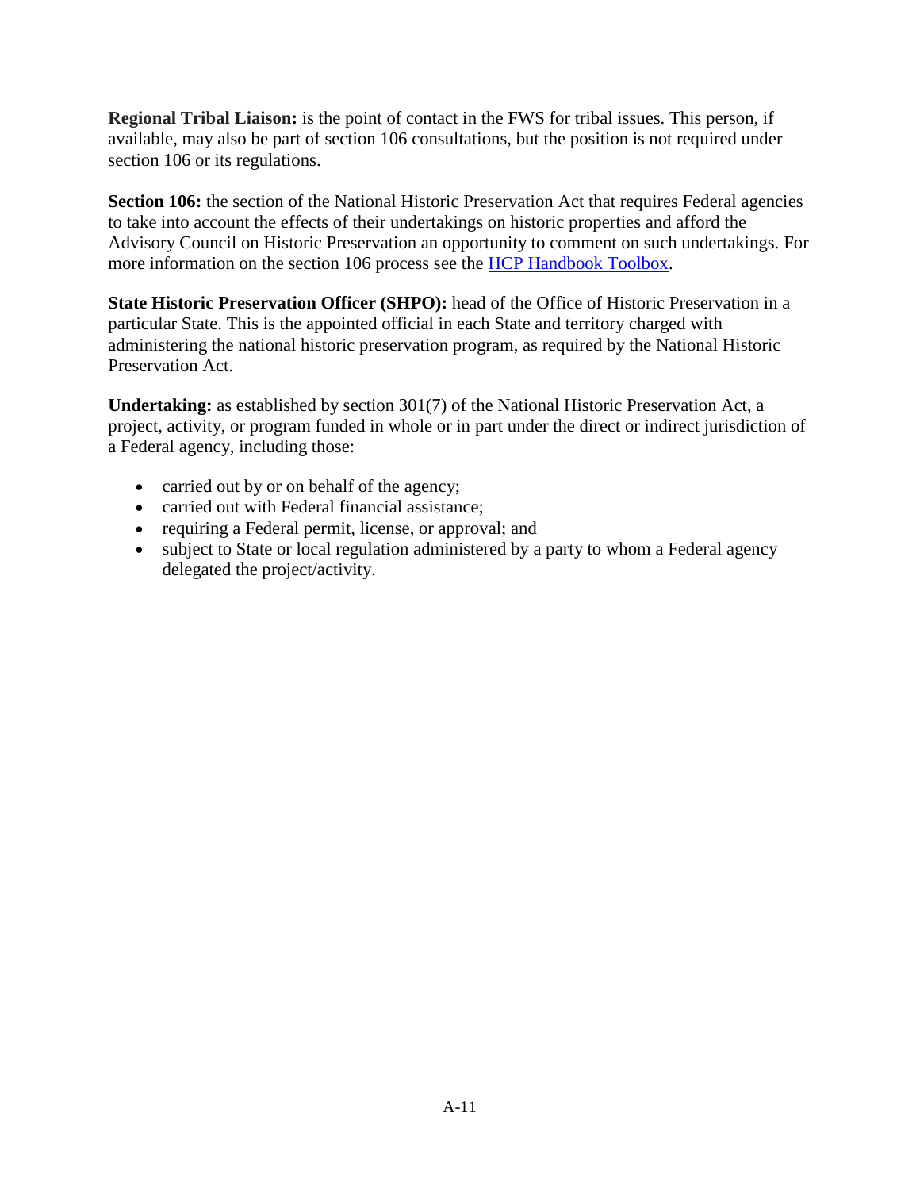**Regional Tribal Liaison:** is the point of contact in the FWS for tribal issues. This person, if available, may also be part of section 106 consultations, but the position is not required under section 106 or its regulations.

**Section 106:** the section of the National Historic Preservation Act that requires Federal agencies to take into account the effects of their undertakings on historic properties and afford the Advisory Council on Historic Preservation an opportunity to comment on such undertakings. For more information on the section 106 process see the HCP Handbook Toolbox.

**State Historic Preservation Officer (SHPO):** head of the Office of Historic Preservation in a particular State. This is the appointed official in each State and territory charged with administering the national historic preservation program, as required by the National Historic Preservation Act.

**Undertaking:** as established by section 301(7) of the National Historic Preservation Act, a project, activity, or program funded in whole or in part under the direct or indirect jurisdiction of a Federal agency, including those:

- carried out by or on behalf of the agency;
- carried out with Federal financial assistance;
- requiring a Federal permit, license, or approval; and
- subject to State or local regulation administered by a party to whom a Federal agency delegated the project/activity.